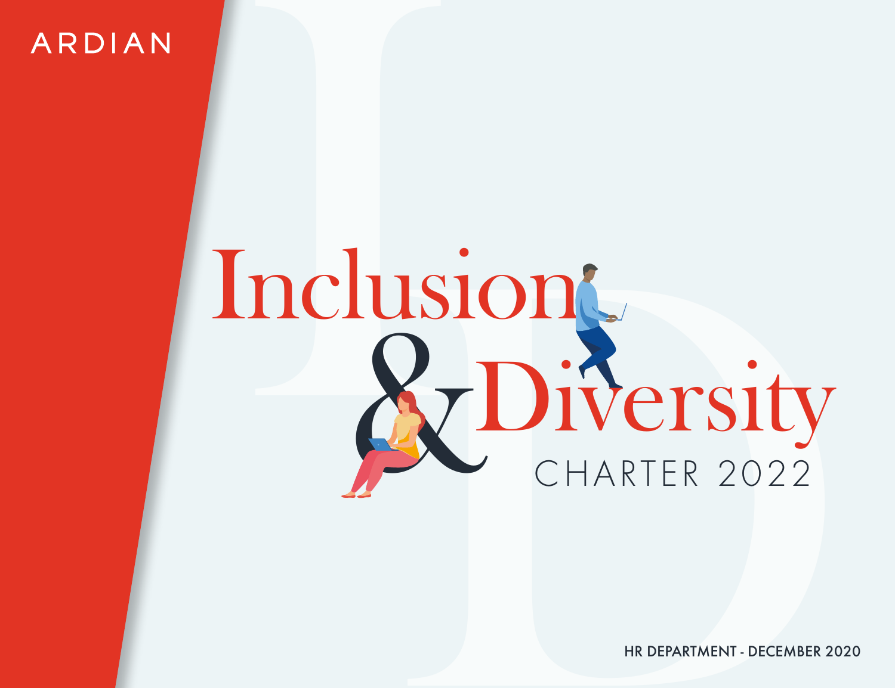ARDIAN

# Inclusion & Diversity

## CHARTER 2022

HR DEPARTMENT - DECEMBER 2020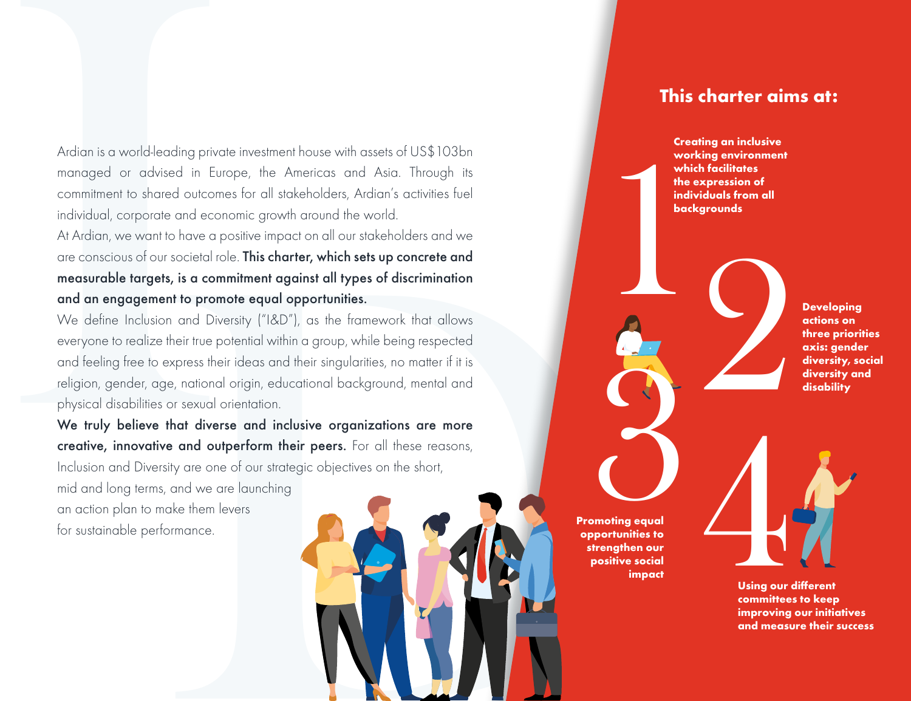Ardian is a world-leading private investment house with assets of US$103bn managed or advised in Europe, the Americas and Asia. Through its commitment to shared outcomes for all stakeholders, Ardian's activities fuel individual, corporate and economic growth around the world.

At Ardian, we want to have a positive impact on all our stakeholders and we are conscious of our societal role. **This charter, which sets up concrete and measurable targets, is a commitment against all types of discrimination and an engagement to promote equal opportunities.**

We define Inclusion and Diversity ("I&D"), as the framework that allows everyone to realize their true potential within a group, while being respected and feeling free to express their ideas and their singularities, no matter if it is religion, gender, age, national origin, educational background, mental and physical disabilities or sexual orientation.

**We truly believe that diverse and inclusive organizations are more creative, innovative and outperform their peers.** For all these reasons, Inclusion and Diversity are one of our strategic objectives on the short, mid and long terms, and we are launching an action plan to make them levers for sustainable performance.

## This charter aims at:

1. **Creating an inclusive working environment which facilitates the expression of individuals from all backgrounds**
2. **Developing actions on three priorities axis: gender diversity, social diversity and disability**
3. **Promoting equal opportunities to strengthen our positive social impact**
4. **Using our different committees to keep improving our initiatives and measure their success**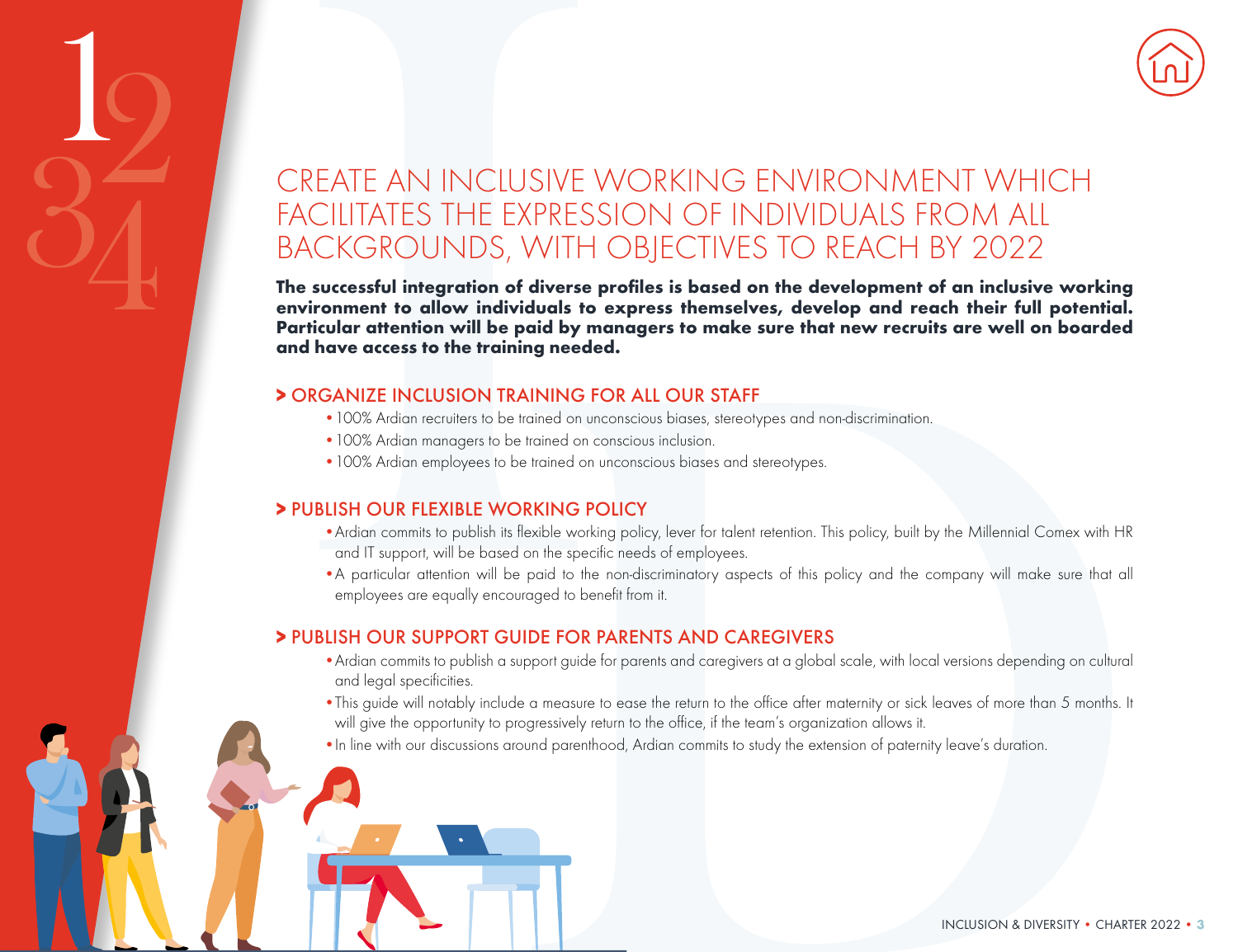# CREATE AN INCLUSIVE WORKING ENVIRONMENT WHICH FACILITATES THE EXPRESSION OF INDIVIDUALS FROM ALL BACKGROUNDS, WITH OBJECTIVES TO REACH BY 2022

**The successful integration of diverse profiles is based on the development of an inclusive working environment to allow individuals to express themselves, develop and reach their full potential. Particular attention will be paid by managers to make sure that new recruits are well on boarded and have access to the training needed.**

## > ORGANIZE INCLUSION TRAINING FOR ALL OUR STAFF

- 100% Ardian recruiters to be trained on unconscious biases, stereotypes and non-discrimination.
- 100% Ardian managers to be trained on conscious inclusion.
- 100% Ardian employees to be trained on unconscious biases and stereotypes.

## > PUBLISH OUR FLEXIBLE WORKING POLICY

- Ardian commits to publish its flexible working policy, lever for talent retention. This policy, built by the Millennial Comex with HR and IT support, will be based on the specific needs of employees.
- A particular attention will be paid to the non-discriminatory aspects of this policy and the company will make sure that all employees are equally encouraged to benefit from it.

## > PUBLISH OUR SUPPORT GUIDE FOR PARENTS AND CAREGIVERS

- Ardian commits to publish a support guide for parents and caregivers at a global scale, with local versions depending on cultural and legal specificities.
- This guide will notably include a measure to ease the return to the office after maternity or sick leaves of more than 5 months. It will give the opportunity to progressively return to the office, if the team's organization allows it.
- In line with our discussions around parenthood, Ardian commits to study the extension of paternity leave's duration.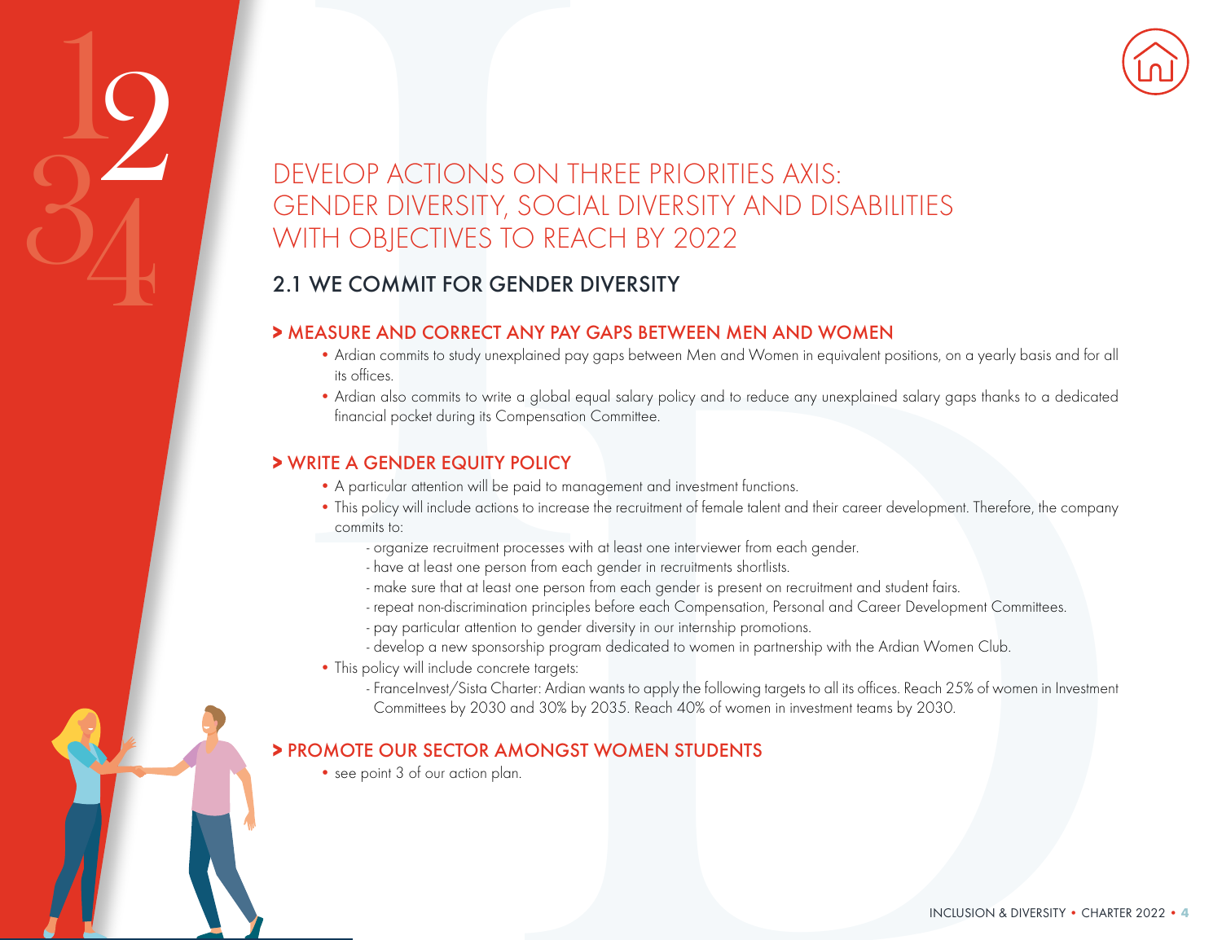# DEVELOP ACTIONS ON THREE PRIORITIES AXIS: GENDER DIVERSITY, SOCIAL DIVERSITY AND DISABILITIES WITH OBJECTIVES TO REACH BY 2022

## 2.1 WE COMMIT FOR GENDER DIVERSITY

### > MEASURE AND CORRECT ANY PAY GAPS BETWEEN MEN AND WOMEN

- Ardian commits to study unexplained pay gaps between Men and Women in equivalent positions, on a yearly basis and for all its offices.
- Ardian also commits to write a global equal salary policy and to reduce any unexplained salary gaps thanks to a dedicated financial pocket during its Compensation Committee.

### > WRITE A GENDER EQUITY POLICY

- A particular attention will be paid to management and investment functions.
- This policy will include actions to increase the recruitment of female talent and their career development. Therefore, the company commits to:
  - organize recruitment processes with at least one interviewer from each gender.
  - have at least one person from each gender in recruitments shortlists.
  - make sure that at least one person from each gender is present on recruitment and student fairs.
  - repeat non-discrimination principles before each Compensation, Personal and Career Development Committees.
  - pay particular attention to gender diversity in our internship promotions.
  - develop a new sponsorship program dedicated to women in partnership with the Ardian Women Club.
- This policy will include concrete targets:
  - FranceInvest/Sista Charter: Ardian wants to apply the following targets to all its offices. Reach 25% of women in Investment Committees by 2030 and 30% by 2035. Reach 40% of women in investment teams by 2030.

### > PROMOTE OUR SECTOR AMONGST WOMEN STUDENTS

- see point 3 of our action plan.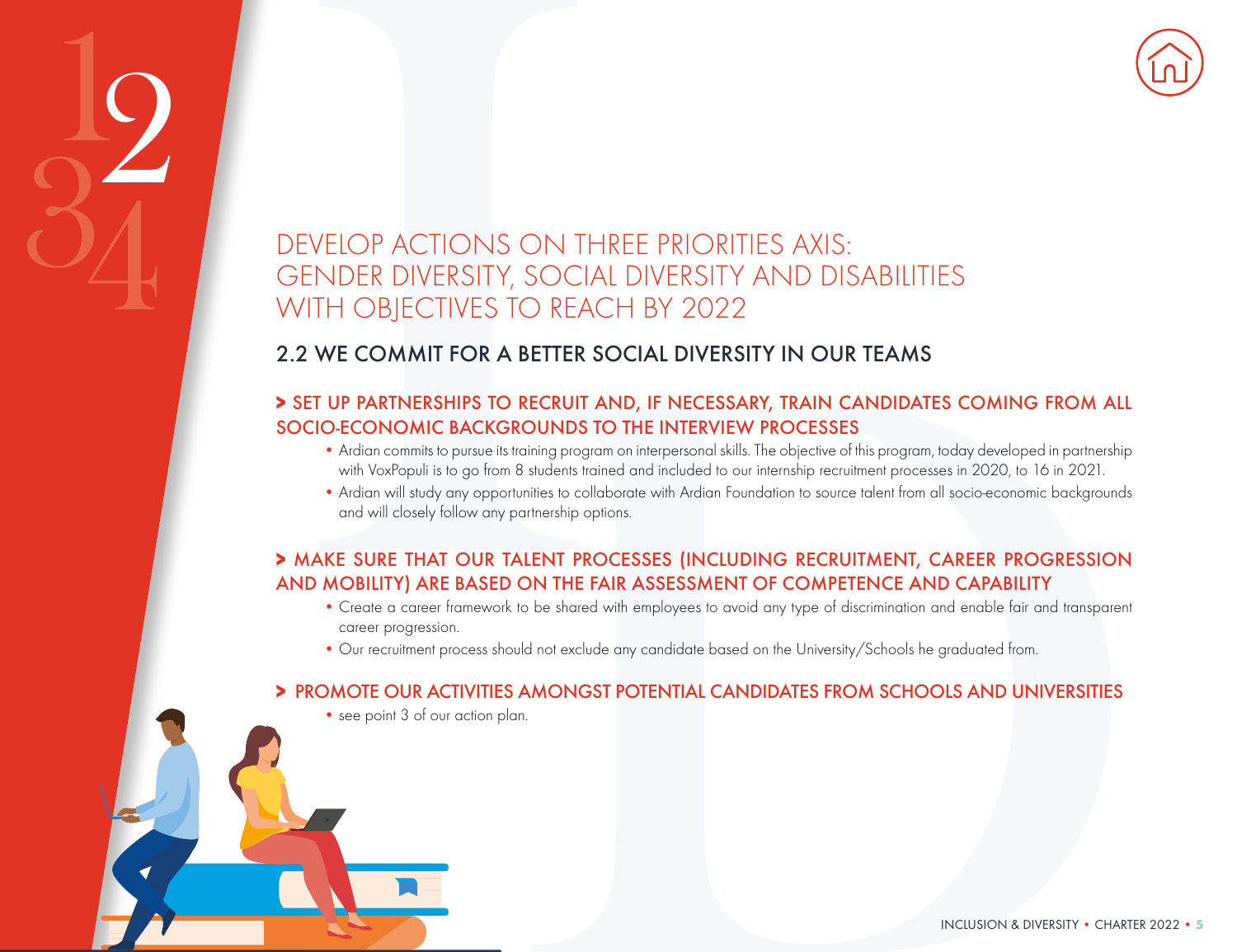# DEVELOP ACTIONS ON THREE PRIORITIES AXIS: GENDER DIVERSITY, SOCIAL DIVERSITY AND DISABILITIES WITH OBJECTIVES TO REACH BY 2022

## 2.2 WE COMMIT FOR A BETTER SOCIAL DIVERSITY IN OUR TEAMS

### > SET UP PARTNERSHIPS TO RECRUIT AND, IF NECESSARY, TRAIN CANDIDATES COMING FROM ALL SOCIO-ECONOMIC BACKGROUNDS TO THE INTERVIEW PROCESSES

- Ardian commits to pursue its training program on interpersonal skills. The objective of this program, today developed in partnership with VoxPopuli is to go from 8 students trained and included to our internship recruitment processes in 2020, to 16 in 2021.
- Ardian will study any opportunities to collaborate with Ardian Foundation to source talent from all socio-economic backgrounds and will closely follow any partnership options.

### > MAKE SURE THAT OUR TALENT PROCESSES (INCLUDING RECRUITMENT, CAREER PROGRESSION AND MOBILITY) ARE BASED ON THE FAIR ASSESSMENT OF COMPETENCE AND CAPABILITY

- Create a career framework to be shared with employees to avoid any type of discrimination and enable fair and transparent career progression.
- Our recruitment process should not exclude any candidate based on the University/Schools he graduated from.

### > PROMOTE OUR ACTIVITIES AMONGST POTENTIAL CANDIDATES FROM SCHOOLS AND UNIVERSITIES

- see point 3 of our action plan.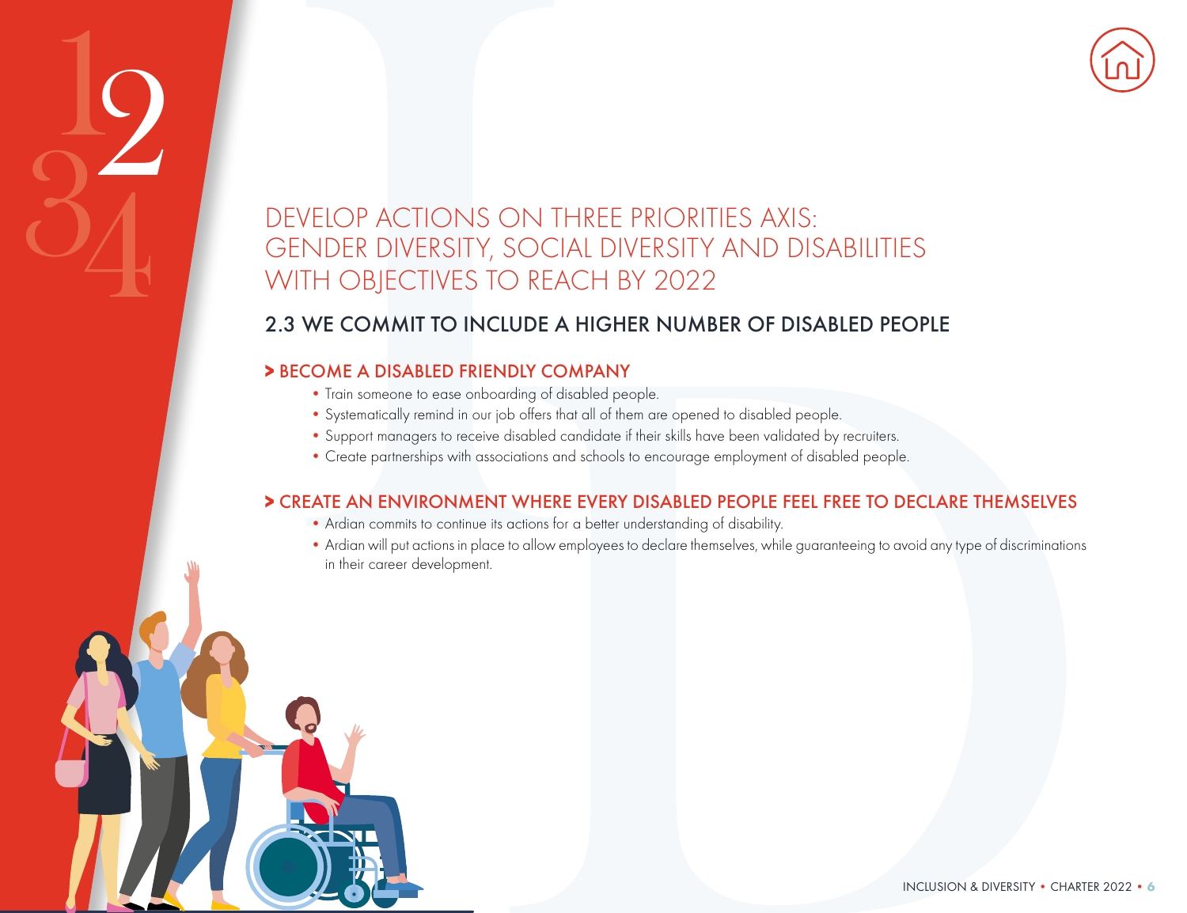# DEVELOP ACTIONS ON THREE PRIORITIES AXIS: GENDER DIVERSITY, SOCIAL DIVERSITY AND DISABILITIES WITH OBJECTIVES TO REACH BY 2022

## 2.3 WE COMMIT TO INCLUDE A HIGHER NUMBER OF DISABLED PEOPLE

### > BECOME A DISABLED FRIENDLY COMPANY

- Train someone to ease onboarding of disabled people.
- Systematically remind in our job offers that all of them are opened to disabled people.
- Support managers to receive disabled candidate if their skills have been validated by recruiters.
- Create partnerships with associations and schools to encourage employment of disabled people.

### > CREATE AN ENVIRONMENT WHERE EVERY DISABLED PEOPLE FEEL FREE TO DECLARE THEMSELVES

- Ardian commits to continue its actions for a better understanding of disability.
- Ardian will put actions in place to allow employees to declare themselves, while guaranteeing to avoid any type of discriminations in their career development.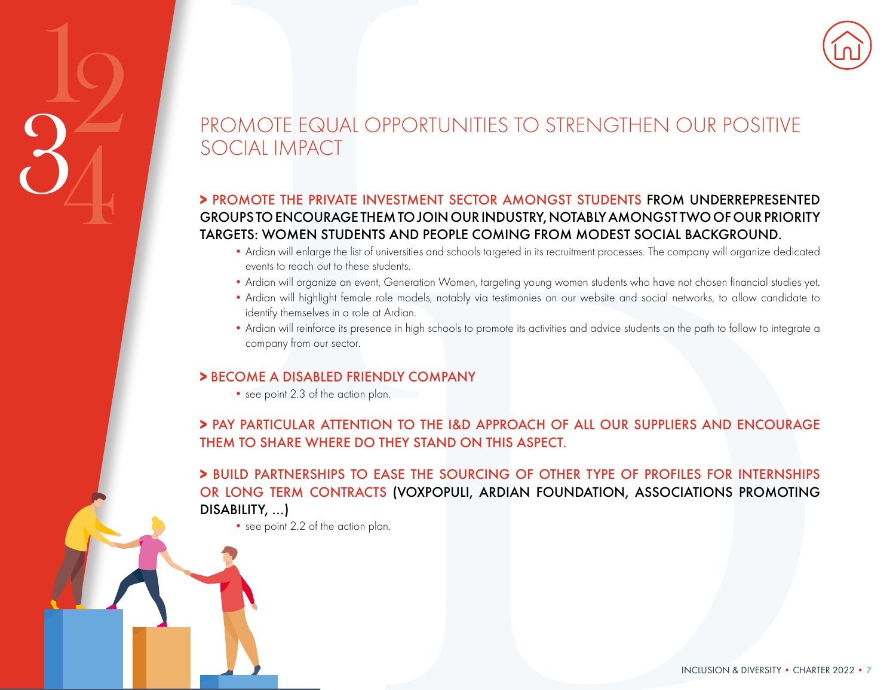# PROMOTE EQUAL OPPORTUNITIES TO STRENGTHEN OUR POSITIVE SOCIAL IMPACT

### > PROMOTE THE PRIVATE INVESTMENT SECTOR AMONGST STUDENTS FROM UNDERREPRESENTED GROUPS TO ENCOURAGE THEM TO JOIN OUR INDUSTRY, NOTABLY AMONGST TWO OF OUR PRIORITY TARGETS: WOMEN STUDENTS AND PEOPLE COMING FROM MODEST SOCIAL BACKGROUND.

- Ardian will enlarge the list of universities and schools targeted in its recruitment processes. The company will organize dedicated events to reach out to these students.
- Ardian will organize an event, Generation Women, targeting young women students who have not chosen financial studies yet.
- Ardian will highlight female role models, notably via testimonies on our website and social networks, to allow candidate to identify themselves in a role at Ardian.
- Ardian will reinforce its presence in high schools to promote its activities and advice students on the path to follow to integrate a company from our sector.

### > BECOME A DISABLED FRIENDLY COMPANY

- see point 2.3 of the action plan.

### > PAY PARTICULAR ATTENTION TO THE I&D APPROACH OF ALL OUR SUPPLIERS AND ENCOURAGE THEM TO SHARE WHERE DO THEY STAND ON THIS ASPECT.

### > BUILD PARTNERSHIPS TO EASE THE SOURCING OF OTHER TYPE OF PROFILES FOR INTERNSHIPS OR LONG TERM CONTRACTS (VOXPOPULI, ARDIAN FOUNDATION, ASSOCIATIONS PROMOTING DISABILITY, ...)

- see point 2.2 of the action plan.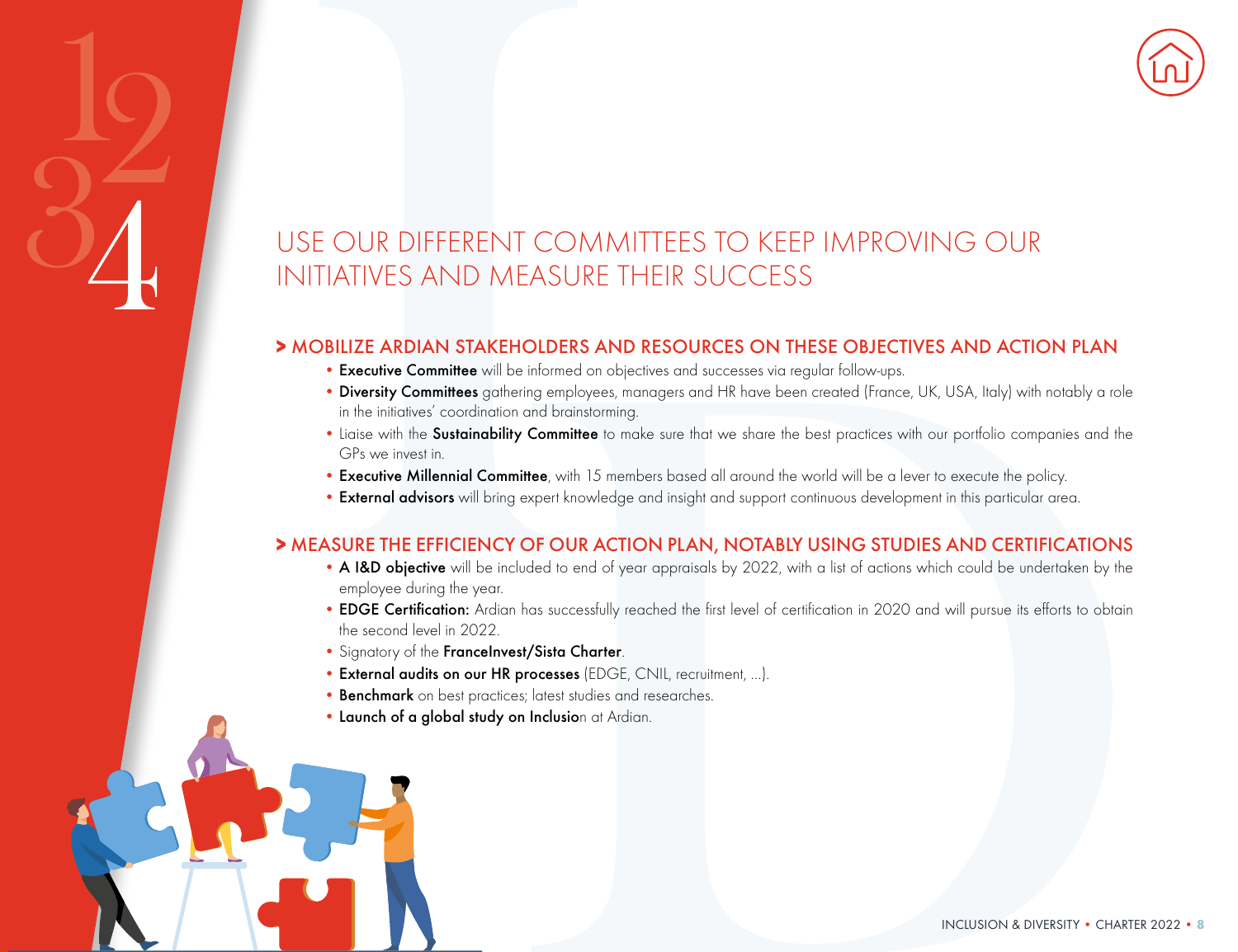# USE OUR DIFFERENT COMMITTEES TO KEEP IMPROVING OUR INITIATIVES AND MEASURE THEIR SUCCESS

## > MOBILIZE ARDIAN STAKEHOLDERS AND RESOURCES ON THESE OBJECTIVES AND ACTION PLAN

- **Executive Committee** will be informed on objectives and successes via regular follow-ups.
- **Diversity Committees** gathering employees, managers and HR have been created (France, UK, USA, Italy) with notably a role in the initiatives' coordination and brainstorming.
- Liaise with the **Sustainability Committee** to make sure that we share the best practices with our portfolio companies and the GPs we invest in.
- **Executive Millennial Committee**, with 15 members based all around the world will be a lever to execute the policy.
- **External advisors** will bring expert knowledge and insight and support continuous development in this particular area.

## > MEASURE THE EFFICIENCY OF OUR ACTION PLAN, NOTABLY USING STUDIES AND CERTIFICATIONS

- **A I&D objective** will be included to end of year appraisals by 2022, with a list of actions which could be undertaken by the employee during the year.
- **EDGE Certification:** Ardian has successfully reached the first level of certification in 2020 and will pursue its efforts to obtain the second level in 2022.
- Signatory of the **FranceInvest/Sista Charter**.
- **External audits on our HR processes** (EDGE, CNIL, recruitment, ...).
- **Benchmark** on best practices; latest studies and researches.
- **Launch of a global study on Inclusio**n at Ardian.